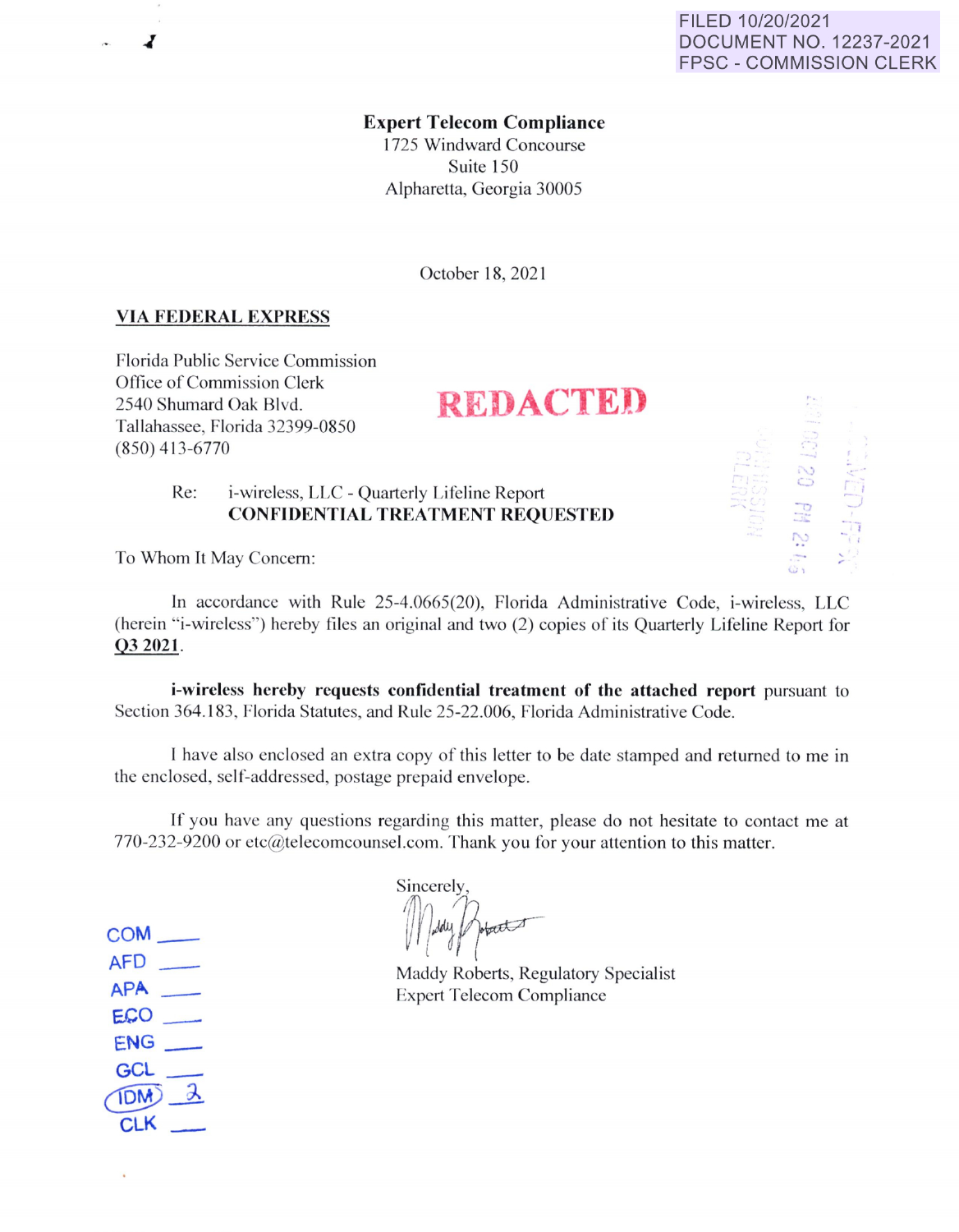FILED 10/20/2021
DOCUMENT NO. 12237-2021
FPSC - COMMISSION CLERK

**Expert Telecom Compliance**
1725 Windward Concourse
Suite 150
Alpharetta, Georgia 30005

October 18, 2021

**VIA FEDERAL EXPRESS**

Florida Public Service Commission
Office of Commission Clerk
2540 Shumard Oak Blvd.
Tallahassee, Florida 32399-0850
(850) 413-6770

REDACTED

Re: i-wireless, LLC - Quarterly Lifeline Report
**CONFIDENTIAL TREATMENT REQUESTED**

To Whom It May Concern:

In accordance with Rule 25-4.0665(20), Florida Administrative Code, i-wireless, LLC (herein "i-wireless") hereby files an original and two (2) copies of its Quarterly Lifeline Report for **Q3 2021**.

**i-wireless hereby requests confidential treatment of the attached report** pursuant to Section 364.183, Florida Statutes, and Rule 25-22.006, Florida Administrative Code.

I have also enclosed an extra copy of this letter to be date stamped and returned to me in the enclosed, self-addressed, postage prepaid envelope.

If you have any questions regarding this matter, please do not hesitate to contact me at 770-232-9200 or etc@telecomcounsel.com. Thank you for your attention to this matter.

Sincerely,

Maddy Roberts, Regulatory Specialist
Expert Telecom Compliance

COM ___
AFD ___
APA ___
ECO ___
ENG ___
GCL ___
IDM 2
CLK ___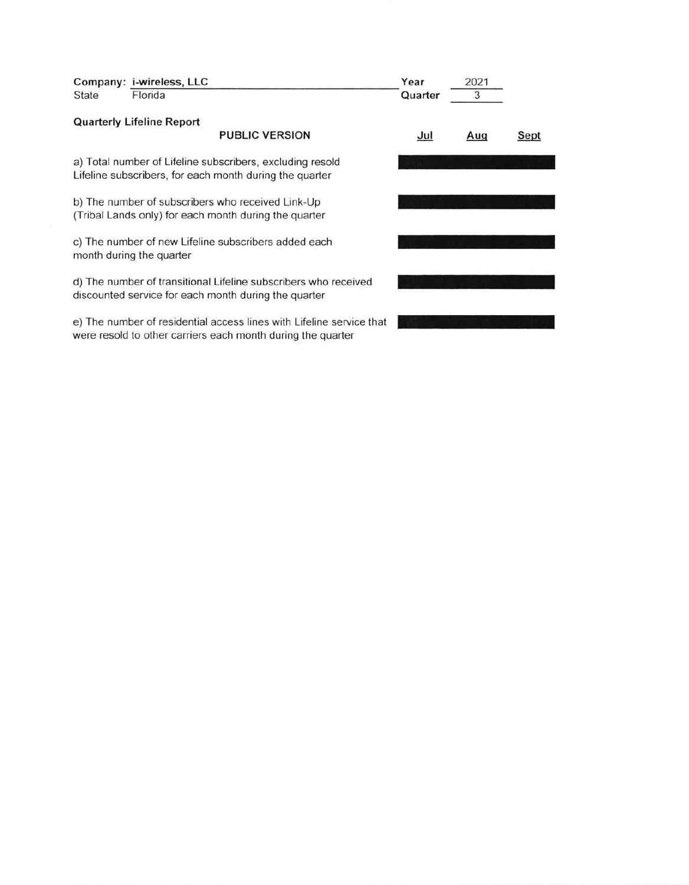| Company: | i-wireless, LLC | Year | 2021 |
| --- | --- | --- | --- |
| State | Florida | Quarter | 3 |

**Quarterly Lifeline Report**

**PUBLIC VERSION**

| | Jul | Aug | Sept |
| --- | --- | --- | --- |
| a) Total number of Lifeline subscribers, excluding resold Lifeline subscribers, for each month during the quarter | | | |
| b) The number of subscribers who received Link-Up (Tribal Lands only) for each month during the quarter | | | |
| c) The number of new Lifeline subscribers added each month during the quarter | | | |
| d) The number of transitional Lifeline subscribers who received discounted service for each month during the quarter | | | |
| e) The number of residential access lines with Lifeline service that were resold to other carriers each month during the quarter | | | |